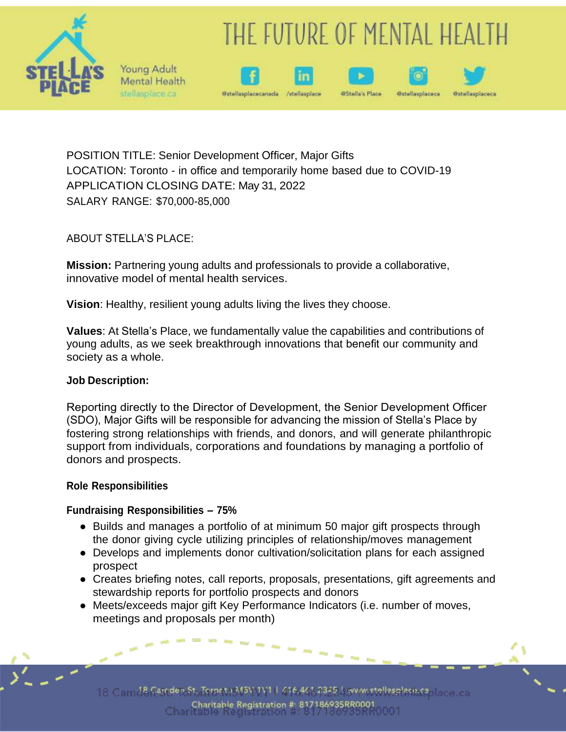POSITION TITLE: Senior Development Officer, Major Gifts
LOCATION: Toronto - in office and temporarily home based due to COVID-19
APPLICATION CLOSING DATE: May 31, 2022
SALARY RANGE: $70,000-85,000

ABOUT STELLA'S PLACE:

**Mission:** Partnering young adults and professionals to provide a collaborative, innovative model of mental health services.

**Vision**: Healthy, resilient young adults living the lives they choose.

**Values**: At Stella's Place, we fundamentally value the capabilities and contributions of young adults, as we seek breakthrough innovations that benefit our community and society as a whole.

**Job Description:**

Reporting directly to the Director of Development, the Senior Development Officer (SDO), Major Gifts will be responsible for advancing the mission of Stella's Place by fostering strong relationships with friends, and donors, and will generate philanthropic support from individuals, corporations and foundations by managing a portfolio of donors and prospects.

**Role Responsibilities**

**Fundraising Responsibilities – 75%**

- Builds and manages a portfolio of at minimum 50 major gift prospects through the donor giving cycle utilizing principles of relationship/moves management
- Develops and implements donor cultivation/solicitation plans for each assigned prospect
- Creates briefing notes, call reports, proposals, presentations, gift agreements and stewardship reports for portfolio prospects and donors
- Meets/exceeds major gift Key Performance Indicators (i.e. number of moves, meetings and proposals per month)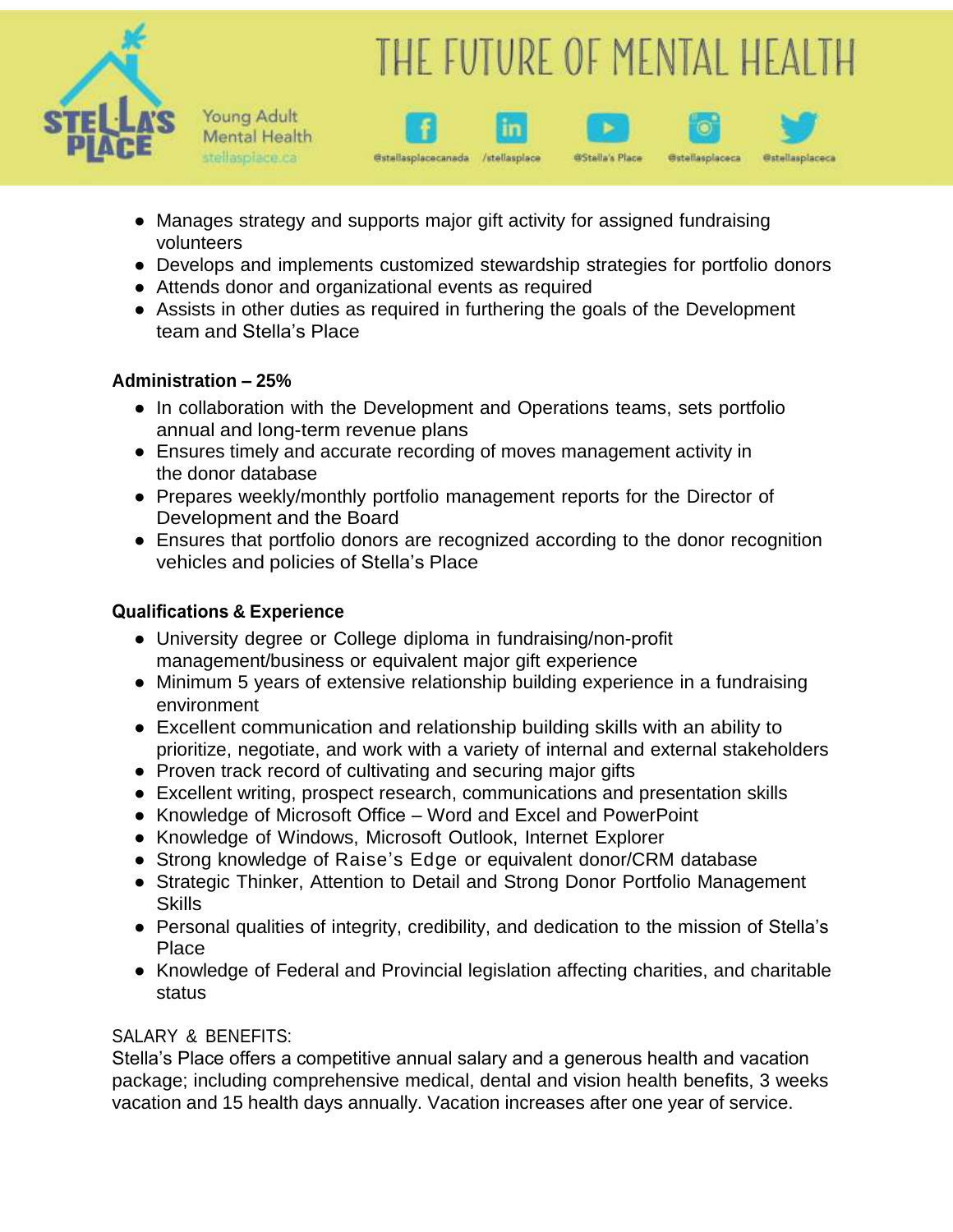- Manages strategy and supports major gift activity for assigned fundraising volunteers
- Develops and implements customized stewardship strategies for portfolio donors
- Attends donor and organizational events as required
- Assists in other duties as required in furthering the goals of the Development team and Stella's Place

**Administration – 25%**

- In collaboration with the Development and Operations teams, sets portfolio annual and long-term revenue plans
- Ensures timely and accurate recording of moves management activity in the donor database
- Prepares weekly/monthly portfolio management reports for the Director of Development and the Board
- Ensures that portfolio donors are recognized according to the donor recognition vehicles and policies of Stella's Place

**Qualifications & Experience**

- University degree or College diploma in fundraising/non-profit management/business or equivalent major gift experience
- Minimum 5 years of extensive relationship building experience in a fundraising environment
- Excellent communication and relationship building skills with an ability to prioritize, negotiate, and work with a variety of internal and external stakeholders
- Proven track record of cultivating and securing major gifts
- Excellent writing, prospect research, communications and presentation skills
- Knowledge of Microsoft Office – Word and Excel and PowerPoint
- Knowledge of Windows, Microsoft Outlook, Internet Explorer
- Strong knowledge of Raise's Edge or equivalent donor/CRM database
- Strategic Thinker, Attention to Detail and Strong Donor Portfolio Management Skills
- Personal qualities of integrity, credibility, and dedication to the mission of Stella's Place
- Knowledge of Federal and Provincial legislation affecting charities, and charitable status

SALARY & BENEFITS:

Stella's Place offers a competitive annual salary and a generous health and vacation package; including comprehensive medical, dental and vision health benefits, 3 weeks vacation and 15 health days annually. Vacation increases after one year of service.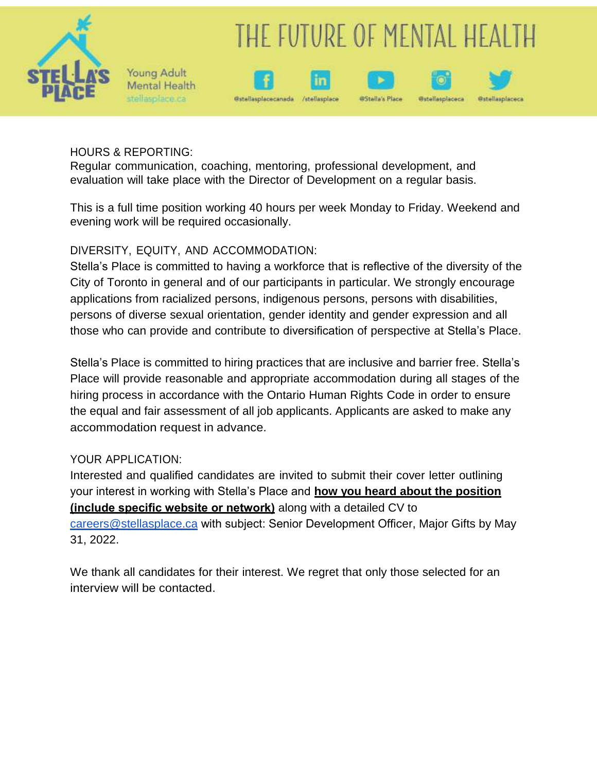HOURS & REPORTING:

Regular communication, coaching, mentoring, professional development, and evaluation will take place with the Director of Development on a regular basis.

This is a full time position working 40 hours per week Monday to Friday. Weekend and evening work will be required occasionally.

DIVERSITY, EQUITY, AND ACCOMMODATION:

Stella's Place is committed to having a workforce that is reflective of the diversity of the City of Toronto in general and of our participants in particular. We strongly encourage applications from racialized persons, indigenous persons, persons with disabilities, persons of diverse sexual orientation, gender identity and gender expression and all those who can provide and contribute to diversification of perspective at Stella's Place.

Stella's Place is committed to hiring practices that are inclusive and barrier free. Stella's Place will provide reasonable and appropriate accommodation during all stages of the hiring process in accordance with the Ontario Human Rights Code in order to ensure the equal and fair assessment of all job applicants. Applicants are asked to make any accommodation request in advance.

YOUR APPLICATION:

Interested and qualified candidates are invited to submit their cover letter outlining your interest in working with Stella's Place and **how you heard about the position (include specific website or network)** along with a detailed CV to careers@stellasplace.ca with subject: Senior Development Officer, Major Gifts by May 31, 2022.

We thank all candidates for their interest. We regret that only those selected for an interview will be contacted.